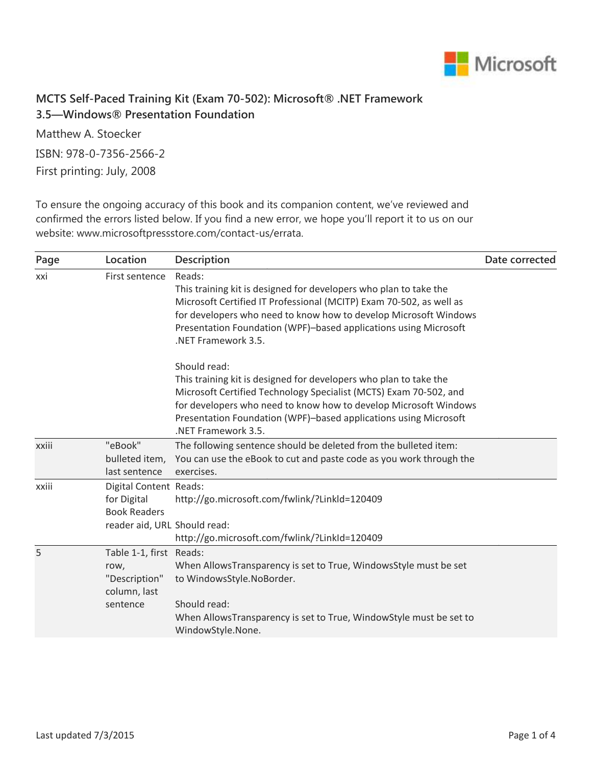# MCTS Self-Paced Training Kit (Exam 70-502): Microsoft® .NET Framework 3.5—Windows® Presentation Foundation

Matthew A. Stoecker

ISBN: 978-0-7356-2566-2

First printing: July, 2008

To ensure the ongoing accuracy of this book and its companion content, we've reviewed and confirmed the errors listed below. If you find a new error, we hope you'll report it to us on our website: www.microsoftpressstore.com/contact-us/errata.

| Page | Location | Description | Date corrected |
| --- | --- | --- | --- |
| xxi | First sentence | Reads:<br>This training kit is designed for developers who plan to take the Microsoft Certified IT Professional (MCITP) Exam 70-502, as well as for developers who need to know how to develop Microsoft Windows Presentation Foundation (WPF)–based applications using Microsoft .NET Framework 3.5.<br><br>Should read:<br>This training kit is designed for developers who plan to take the Microsoft Certified Technology Specialist (MCTS) Exam 70-502, and for developers who need to know how to develop Microsoft Windows Presentation Foundation (WPF)–based applications using Microsoft .NET Framework 3.5. | |
| xxiii | "eBook" bulleted item, last sentence | The following sentence should be deleted from the bulleted item:<br>You can use the eBook to cut and paste code as you work through the exercises. | |
| xxiii | Digital Content for Digital Book Readers reader aid, URL | Reads:<br>http://go.microsoft.com/fwlink/?LinkId=120409<br><br>Should read:<br>http://go.microsoft.com/fwlink/?LinkId=120409 | |
| 5 | Table 1-1, first row, "Description" column, last sentence | Reads:<br>When AllowsTransparency is set to True, WindowsStyle must be set to WindowsStyle.NoBorder.<br><br>Should read:<br>When AllowsTransparency is set to True, WindowStyle must be set to WindowStyle.None. | |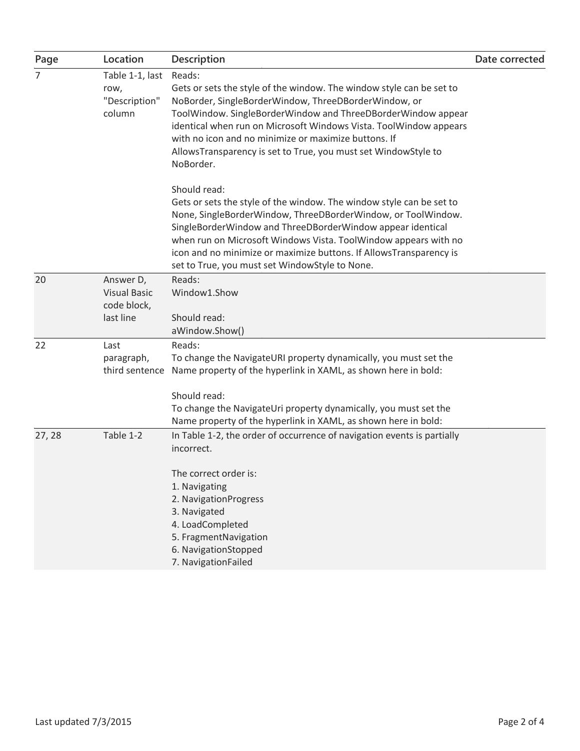| Page | Location | Description | Date corrected |
| --- | --- | --- | --- |
| 7 | Table 1-1, last row, "Description" column | Reads:<br>Gets or sets the style of the window. The window style can be set to NoBorder, SingleBorderWindow, ThreeDBorderWindow, or ToolWindow. SingleBorderWindow and ThreeDBorderWindow appear identical when run on Microsoft Windows Vista. ToolWindow appears with no icon and no minimize or maximize buttons. If AllowsTransparency is set to True, you must set WindowStyle to NoBorder.<br><br>Should read:<br>Gets or sets the style of the window. The window style can be set to None, SingleBorderWindow, ThreeDBorderWindow, or ToolWindow. SingleBorderWindow and ThreeDBorderWindow appear identical when run on Microsoft Windows Vista. ToolWindow appears with no icon and no minimize or maximize buttons. If AllowsTransparency is set to True, you must set WindowStyle to None. | |
| 20 | Answer D, Visual Basic code block, last line | Reads:<br>Window1.Show<br><br>Should read:<br>aWindow.Show() | |
| 22 | Last paragraph, third sentence | Reads:<br>To change the NavigateURI property dynamically, you must set the Name property of the hyperlink in XAML, as shown here in bold:<br><br>Should read:<br>To change the NavigateUri property dynamically, you must set the Name property of the hyperlink in XAML, as shown here in bold: | |
| 27, 28 | Table 1-2 | In Table 1-2, the order of occurrence of navigation events is partially incorrect.<br><br>The correct order is:<br>1. Navigating<br>2. NavigationProgress<br>3. Navigated<br>4. LoadCompleted<br>5. FragmentNavigation<br>6. NavigationStopped<br>7. NavigationFailed | |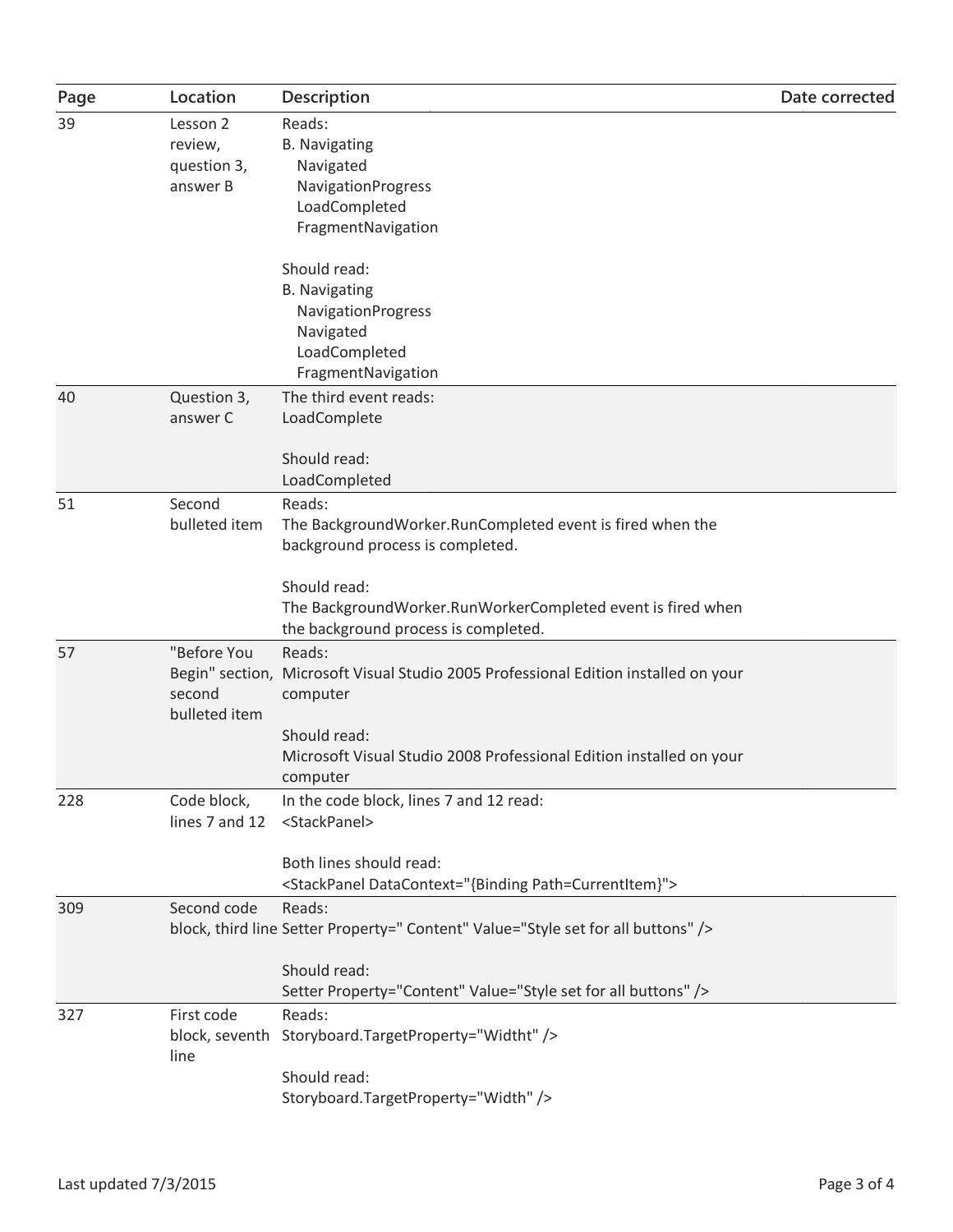| Page | Location | Description | Date corrected |
| --- | --- | --- | --- |
| 39 | Lesson 2 review, question 3, answer B | Reads:<br>B. Navigating<br>Navigated<br>NavigationProgress<br>LoadCompleted<br>FragmentNavigation<br><br>Should read:<br>B. Navigating<br>NavigationProgress<br>Navigated<br>LoadCompleted<br>FragmentNavigation | |
| 40 | Question 3, answer C | The third event reads:<br>LoadComplete<br><br>Should read:<br>LoadCompleted | |
| 51 | Second bulleted item | Reads:<br>The BackgroundWorker.RunCompleted event is fired when the background process is completed.<br><br>Should read:<br>The BackgroundWorker.RunWorkerCompleted event is fired when the background process is completed. | |
| 57 | "Before You Begin" section, second bulleted item | Reads:<br>Microsoft Visual Studio 2005 Professional Edition installed on your computer<br><br>Should read:<br>Microsoft Visual Studio 2008 Professional Edition installed on your computer | |
| 228 | Code block, lines 7 and 12 | In the code block, lines 7 and 12 read:<br>&lt;StackPanel&gt;<br><br>Both lines should read:<br>&lt;StackPanel DataContext="{Binding Path=CurrentItem}"&gt; | |
| 309 | Second code block, third line | Reads:<br>Setter Property=" Content" Value="Style set for all buttons" /&gt;<br><br>Should read:<br>Setter Property="Content" Value="Style set for all buttons" /&gt; | |
| 327 | First code block, seventh line | Reads:<br>Storyboard.TargetProperty="Widtht" /&gt;<br><br>Should read:<br>Storyboard.TargetProperty="Width" /&gt; | |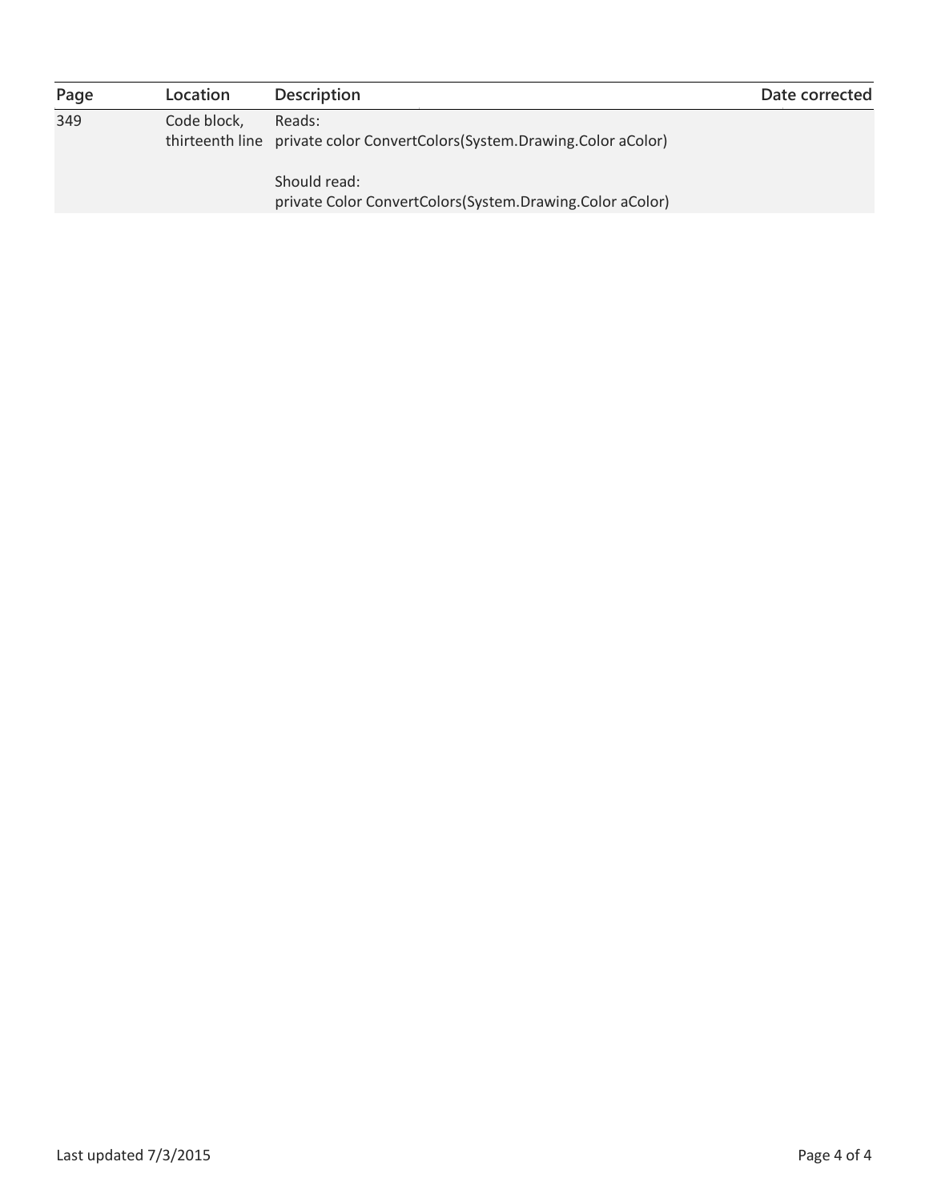| Page | Location | Description | Date corrected |
| --- | --- | --- | --- |
| 349 | Code block, thirteenth line | Reads:<br>private color ConvertColors(System.Drawing.Color aColor)<br><br>Should read:<br>private Color ConvertColors(System.Drawing.Color aColor) | |

Last updated 7/3/2015